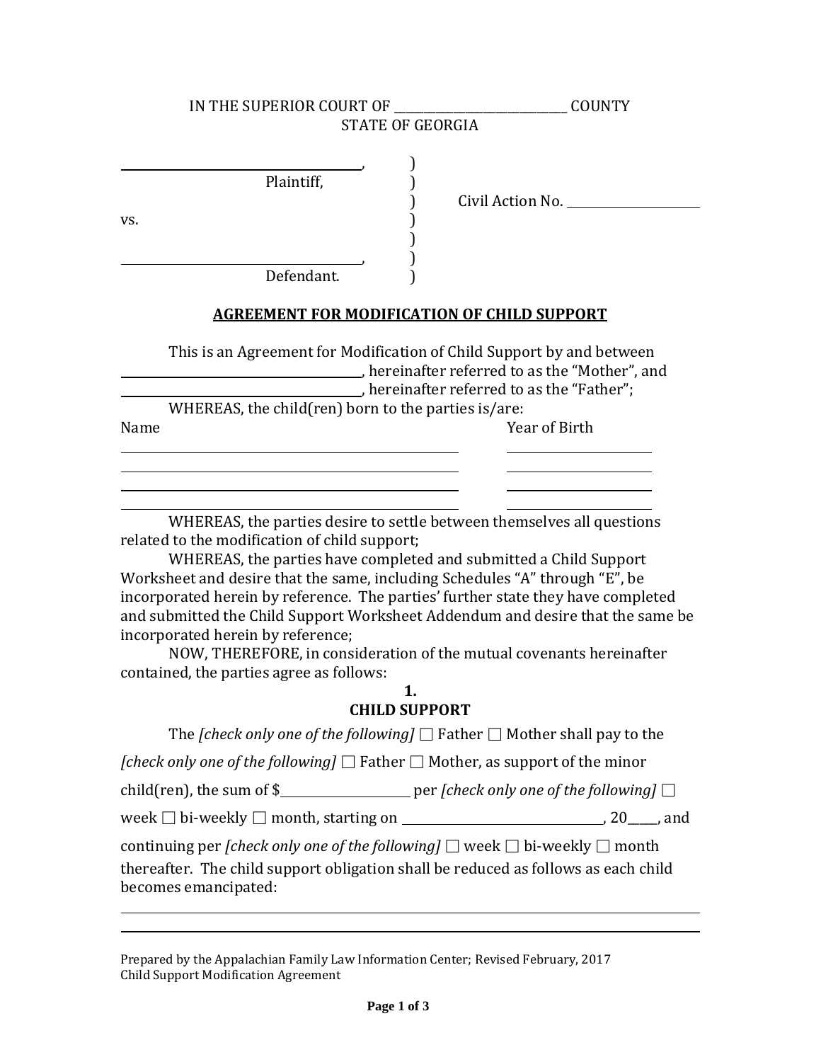IN THE SUPERIOR COURT OF ____________________________ COUNTY
STATE OF GEORGIA

| | | |
|---|---|---|
| ______________________________________, | ) | |
| Plaintiff, | ) | |
| | ) | Civil Action No. ____________________ |
| vs. | ) | |
| | ) | |
| ______________________________________, | ) | |
| Defendant. | ) | |

## AGREEMENT FOR MODIFICATION OF CHILD SUPPORT

This is an Agreement for Modification of Child Support by and between ______________________________________, hereinafter referred to as the "Mother", and ______________________________________, hereinafter referred to as the "Father";

WHEREAS, the child(ren) born to the parties is/are:

| Name | Year of Birth |
|---|---|
| ______________________________________________ | ____________________ |
| ______________________________________________ | ____________________ |
| ______________________________________________ | ____________________ |
| ______________________________________________ | ____________________ |

WHEREAS, the parties desire to settle between themselves all questions related to the modification of child support;

WHEREAS, the parties have completed and submitted a Child Support Worksheet and desire that the same, including Schedules "A" through "E", be incorporated herein by reference. The parties' further state they have completed and submitted the Child Support Worksheet Addendum and desire that the same be incorporated herein by reference;

NOW, THEREFORE, in consideration of the mutual covenants hereinafter contained, the parties agree as follows:

**1.**
**CHILD SUPPORT**

The *[check only one of the following]* ☐ Father ☐ Mother shall pay to the *[check only one of the following]* ☐ Father ☐ Mother, as support of the minor child(ren), the sum of $____________________ per *[check only one of the following]* ☐ week ☐ bi-weekly ☐ month, starting on ______________________________, 20____, and continuing per *[check only one of the following]* ☐ week ☐ bi-weekly ☐ month thereafter. The child support obligation shall be reduced as follows as each child becomes emancipated:

________________________________________________________________________________

________________________________________________________________________________

Prepared by the Appalachian Family Law Information Center; Revised February, 2017
Child Support Modification Agreement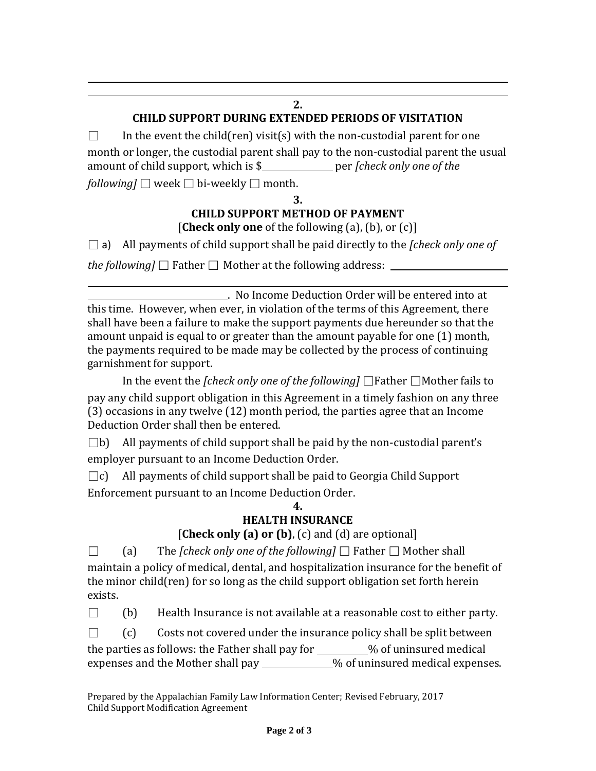______________________________________________________________________________

______________________________________________________________________________

**2.**

**CHILD SUPPORT DURING EXTENDED PERIODS OF VISITATION**

☐ In the event the child(ren) visit(s) with the non-custodial parent for one month or longer, the custodial parent shall pay to the non-custodial parent the usual amount of child support, which is $______________ per *[check only one of the following]* ☐ week ☐ bi-weekly ☐ month.

**3.**

**CHILD SUPPORT METHOD OF PAYMENT**

[**Check only one** of the following (a), (b), or (c)]

☐ a) All payments of child support shall be paid directly to the *[check only one of the following]* ☐ Father ☐ Mother at the following address: ________________________

______________________________________________________________________________

____________________________. No Income Deduction Order will be entered into at this time. However, when ever, in violation of the terms of this Agreement, there shall have been a failure to make the support payments due hereunder so that the amount unpaid is equal to or greater than the amount payable for one (1) month, the payments required to be made may be collected by the process of continuing garnishment for support.

In the event the *[check only one of the following]* ☐Father ☐Mother fails to pay any child support obligation in this Agreement in a timely fashion on any three (3) occasions in any twelve (12) month period, the parties agree that an Income Deduction Order shall then be entered.

☐b) All payments of child support shall be paid by the non-custodial parent's employer pursuant to an Income Deduction Order.

☐c) All payments of child support shall be paid to Georgia Child Support Enforcement pursuant to an Income Deduction Order.

**4.**

**HEALTH INSURANCE**

[**Check only (a) or (b)**, (c) and (d) are optional]

☐ (a) The *[check only one of the following]* ☐ Father ☐ Mother shall maintain a policy of medical, dental, and hospitalization insurance for the benefit of the minor child(ren) for so long as the child support obligation set forth herein exists.

☐ (b) Health Insurance is not available at a reasonable cost to either party.

☐ (c) Costs not covered under the insurance policy shall be split between the parties as follows: the Father shall pay for __________% of uninsured medical expenses and the Mother shall pay ______________% of uninsured medical expenses.

Prepared by the Appalachian Family Law Information Center; Revised February, 2017
Child Support Modification Agreement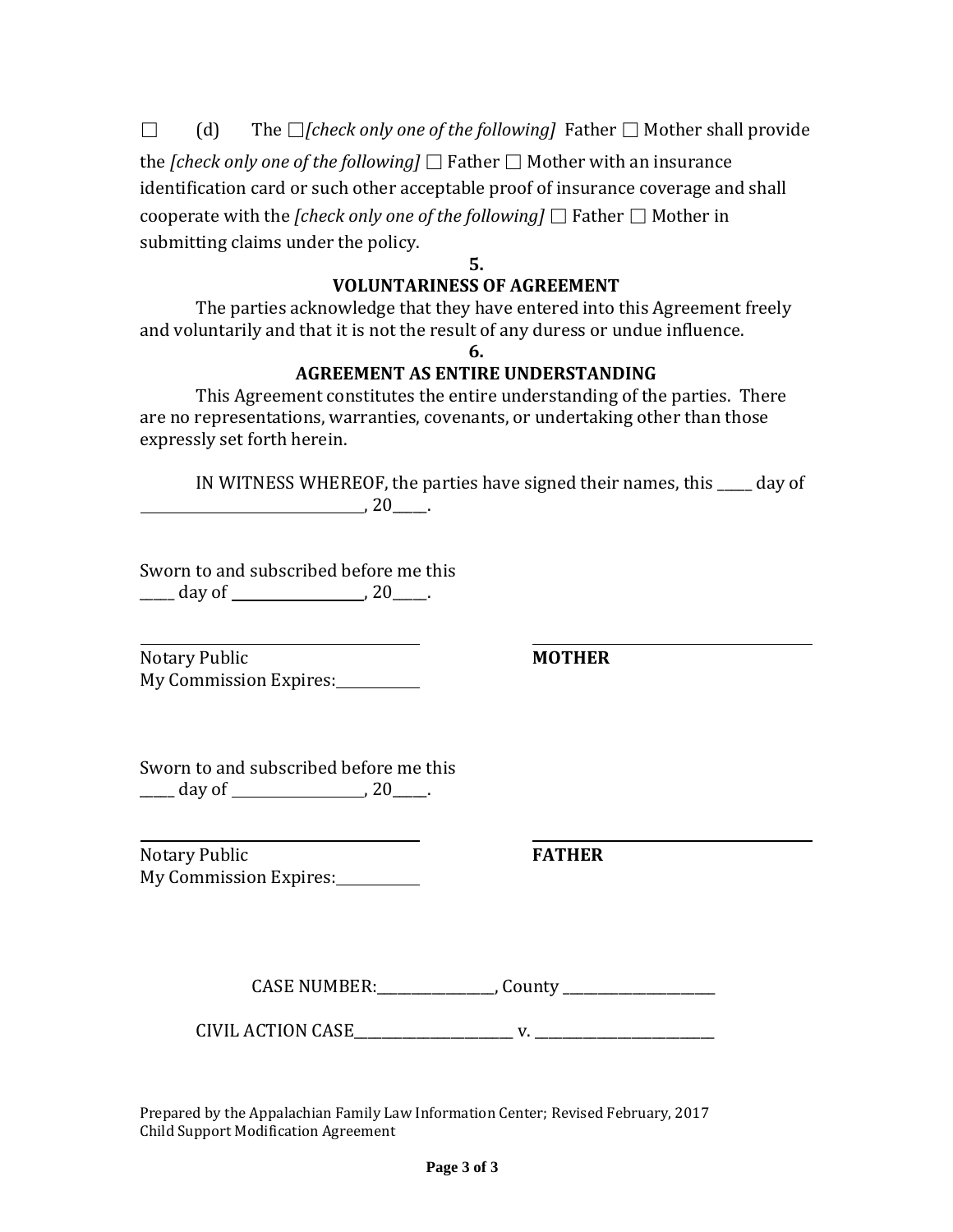☐ (d) The ☐*[check only one of the following]* Father ☐ Mother shall provide the *[check only one of the following]* ☐ Father ☐ Mother with an insurance identification card or such other acceptable proof of insurance coverage and shall cooperate with the *[check only one of the following]* ☐ Father ☐ Mother in submitting claims under the policy.

**5.**

**VOLUNTARINESS OF AGREEMENT**

The parties acknowledge that they have entered into this Agreement freely and voluntarily and that it is not the result of any duress or undue influence.

**6.**

**AGREEMENT AS ENTIRE UNDERSTANDING**

This Agreement constitutes the entire understanding of the parties. There are no representations, warranties, covenants, or undertaking other than those expressly set forth herein.

IN WITNESS WHEREOF, the parties have signed their names, this _____ day of ______________________________, 20_____.

Sworn to and subscribed before me this
_____ day of __________________, 20_____.

______________________________ ______________________________
Notary Public **MOTHER**
My Commission Expires:__________

Sworn to and subscribed before me this
_____ day of __________________, 20_____.

______________________________ ______________________________
Notary Public **FATHER**
My Commission Expires:__________

CASE NUMBER:_________________, County ______________________

CIVIL ACTION CASE________________________ v. ___________________________

Prepared by the Appalachian Family Law Information Center; Revised February, 2017
Child Support Modification Agreement